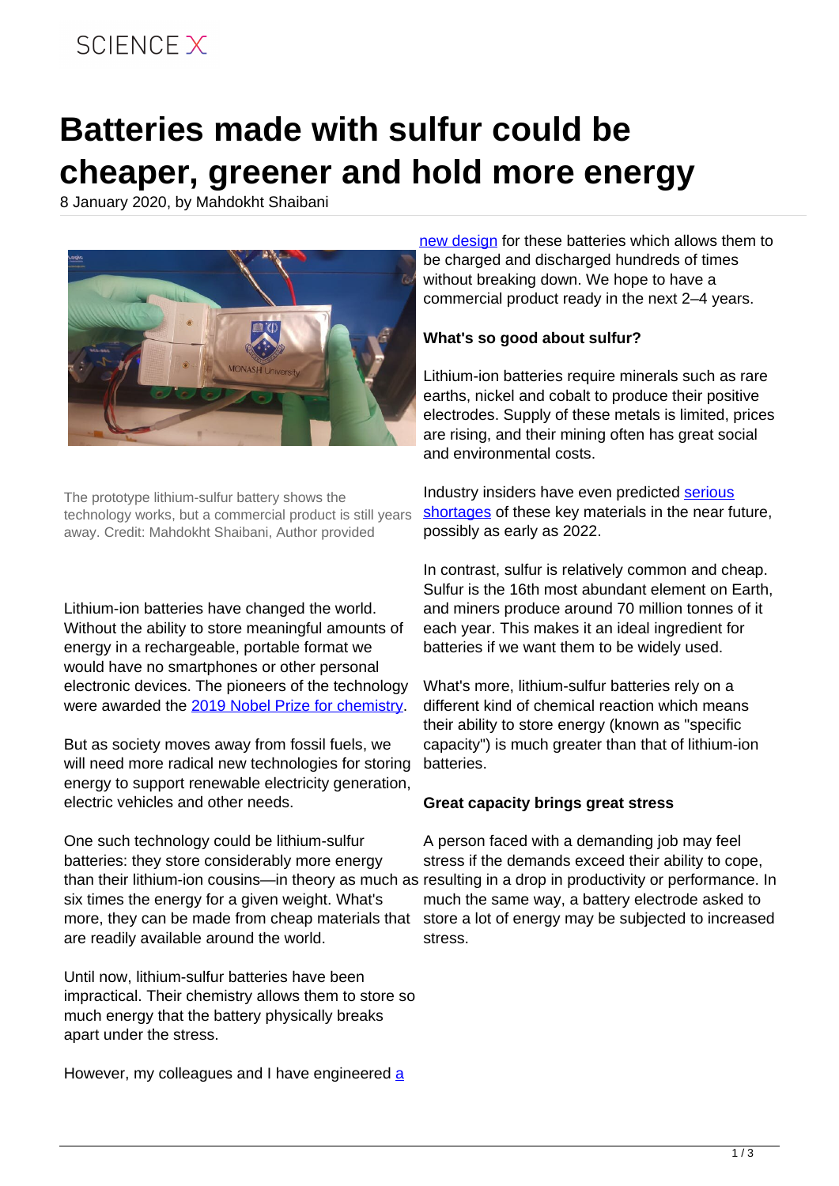# Batteries made with sulfur could be cheaper, greener and hold more energy

8 January 2020, by Mahdokht Shaibani

The prototype lithium-sulfur battery shows the technology works, but a commercial product is still years away. Credit: Mahdokht Shaibani, Author provided

Lithium-ion batteries have changed the world. Without the ability to store meaningful amounts of energy in a rechargeable, portable format we would have no smartphones or other personal electronic devices. The pioneers of the technology were awarded the 2019 Nobel Prize for chemistry.

But as society moves away from fossil fuels, we will need more radical new technologies for storing energy to support renewable electricity generation, electric vehicles and other needs.

One such technology could be lithium-sulfur batteries: they store considerably more energy than their lithium-ion cousins—in theory as much as six times the energy for a given weight. What's more, they can be made from cheap materials that are readily available around the world.

Until now, lithium-sulfur batteries have been impractical. Their chemistry allows them to store so much energy that the battery physically breaks apart under the stress.

However, my colleagues and I have engineered a new design for these batteries which allows them to be charged and discharged hundreds of times without breaking down. We hope to have a commercial product ready in the next 2–4 years.

**What's so good about sulfur?**

Lithium-ion batteries require minerals such as rare earths, nickel and cobalt to produce their positive electrodes. Supply of these metals is limited, prices are rising, and their mining often has great social and environmental costs.

Industry insiders have even predicted serious shortages of these key materials in the near future, possibly as early as 2022.

In contrast, sulfur is relatively common and cheap. Sulfur is the 16th most abundant element on Earth, and miners produce around 70 million tonnes of it each year. This makes it an ideal ingredient for batteries if we want them to be widely used.

What's more, lithium-sulfur batteries rely on a different kind of chemical reaction which means their ability to store energy (known as "specific capacity") is much greater than that of lithium-ion batteries.

**Great capacity brings great stress**

A person faced with a demanding job may feel stress if the demands exceed their ability to cope, resulting in a drop in productivity or performance. In much the same way, a battery electrode asked to store a lot of energy may be subjected to increased stress.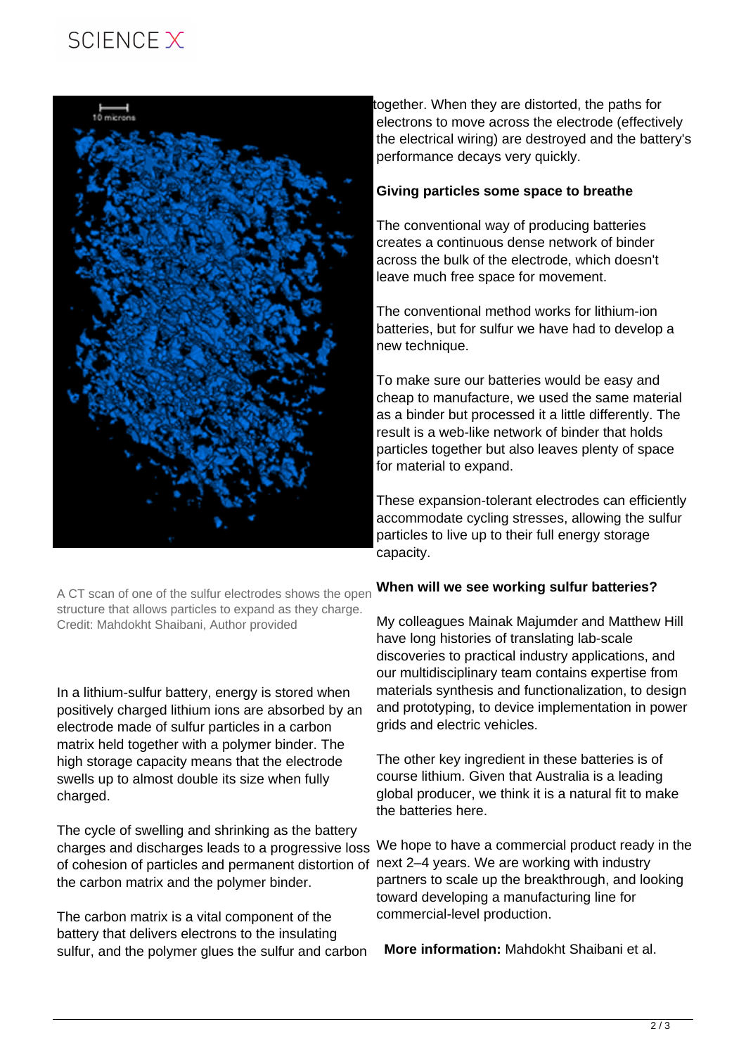A CT scan of one of the sulfur electrodes shows the open structure that allows particles to expand as they charge. Credit: Mahdokht Shaibani, Author provided

In a lithium-sulfur battery, energy is stored when positively charged lithium ions are absorbed by an electrode made of sulfur particles in a carbon matrix held together with a polymer binder. The high storage capacity means that the electrode swells up to almost double its size when fully charged.

The cycle of swelling and shrinking as the battery charges and discharges leads to a progressive loss of cohesion of particles and permanent distortion of the carbon matrix and the polymer binder.

The carbon matrix is a vital component of the battery that delivers electrons to the insulating sulfur, and the polymer glues the sulfur and carbon together. When they are distorted, the paths for electrons to move across the electrode (effectively the electrical wiring) are destroyed and the battery's performance decays very quickly.

**Giving particles some space to breathe**

The conventional way of producing batteries creates a continuous dense network of binder across the bulk of the electrode, which doesn't leave much free space for movement.

The conventional method works for lithium-ion batteries, but for sulfur we have had to develop a new technique.

To make sure our batteries would be easy and cheap to manufacture, we used the same material as a binder but processed it a little differently. The result is a web-like network of binder that holds particles together but also leaves plenty of space for material to expand.

These expansion-tolerant electrodes can efficiently accommodate cycling stresses, allowing the sulfur particles to live up to their full energy storage capacity.

**When will we see working sulfur batteries?**

My colleagues Mainak Majumder and Matthew Hill have long histories of translating lab-scale discoveries to practical industry applications, and our multidisciplinary team contains expertise from materials synthesis and functionalization, to design and prototyping, to device implementation in power grids and electric vehicles.

The other key ingredient in these batteries is of course lithium. Given that Australia is a leading global producer, we think it is a natural fit to make the batteries here.

We hope to have a commercial product ready in the next 2–4 years. We are working with industry partners to scale up the breakthrough, and looking toward developing a manufacturing line for commercial-level production.

**More information:** Mahdokht Shaibani et al.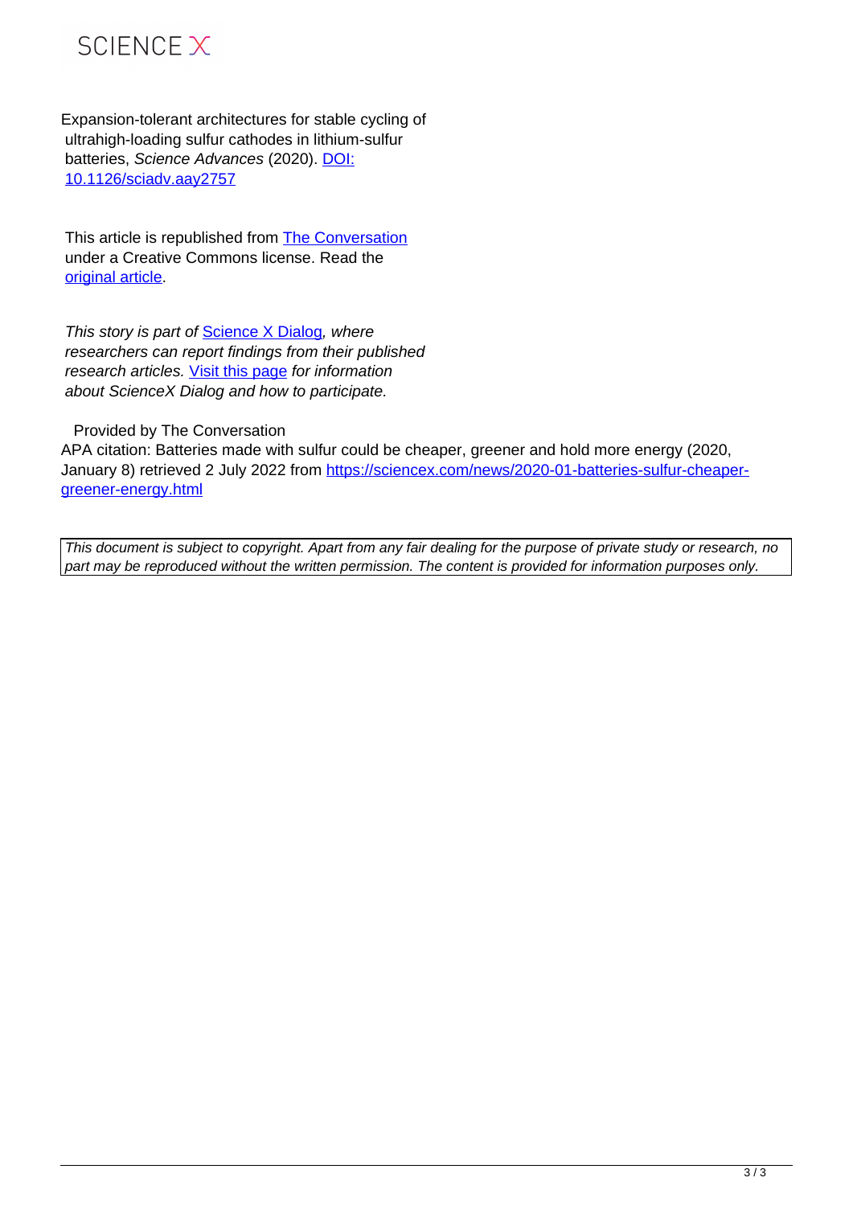Expansion-tolerant architectures for stable cycling of ultrahigh-loading sulfur cathodes in lithium-sulfur batteries, *Science Advances* (2020). DOI: 10.1126/sciadv.aay2757

This article is republished from The Conversation under a Creative Commons license. Read the original article.

*This story is part of* Science X Dialog, *where researchers can report findings from their published research articles.* Visit this page *for information about ScienceX Dialog and how to participate.*

Provided by The Conversation

APA citation: Batteries made with sulfur could be cheaper, greener and hold more energy (2020, January 8) retrieved 2 July 2022 from https://sciencex.com/news/2020-01-batteries-sulfur-cheaper-greener-energy.html

*This document is subject to copyright. Apart from any fair dealing for the purpose of private study or research, no part may be reproduced without the written permission. The content is provided for information purposes only.*